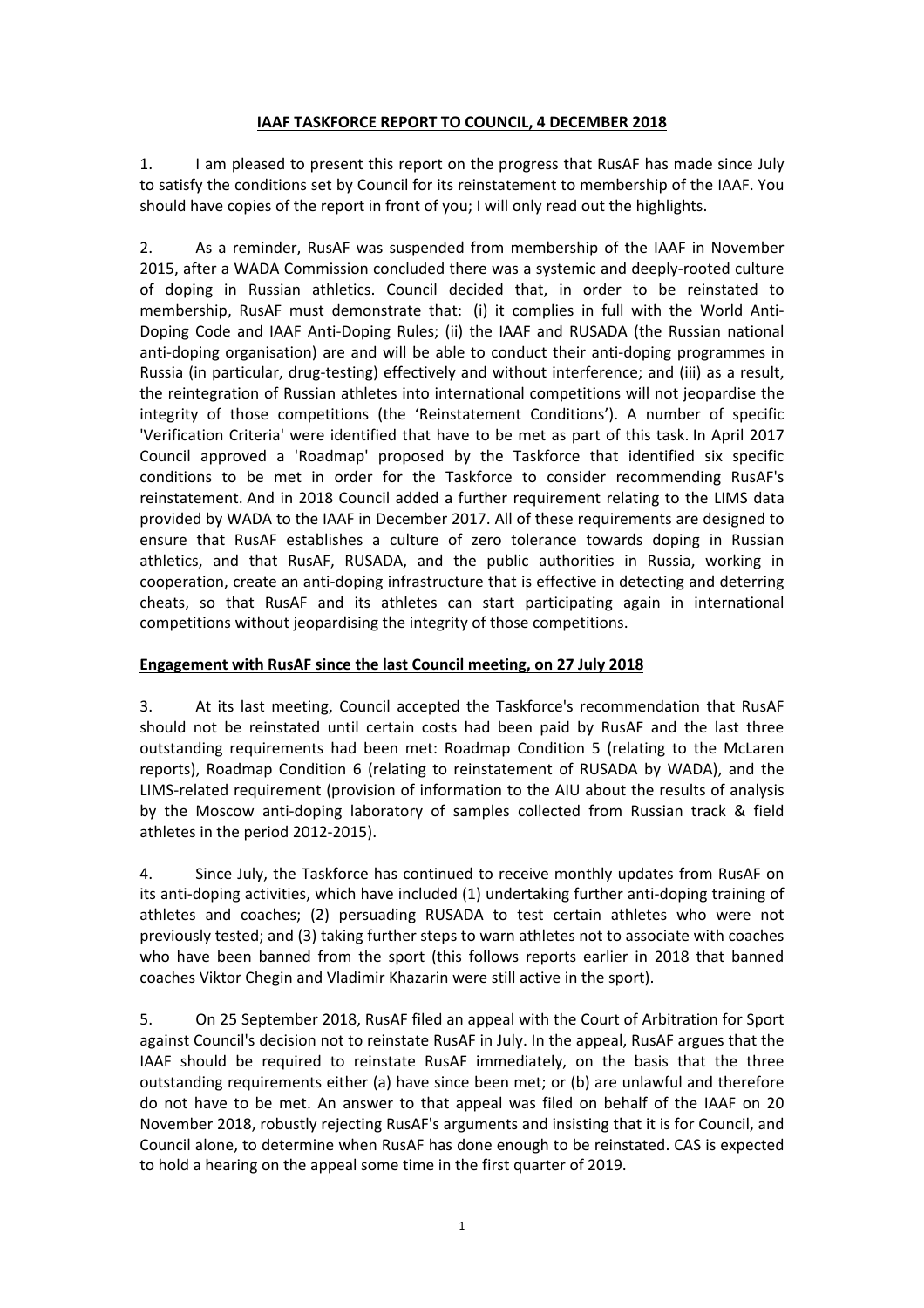# IAAF TASKFORCE REPORT TO COUNCIL, 4 DECEMBER 2018

1. I am pleased to present this report on the progress that RusAF has made since July to satisfy the conditions set by Council for its reinstatement to membership of the IAAF. You should have copies of the report in front of you; I will only read out the highlights.

2. As a reminder, RusAF was suspended from membership of the IAAF in November 2015, after a WADA Commission concluded there was a systemic and deeply-rooted culture of doping in Russian athletics. Council decided that, in order to be reinstated to membership, RusAF must demonstrate that: (i) it complies in full with the World Anti-Doping Code and IAAF Anti-Doping Rules; (ii) the IAAF and RUSADA (the Russian national anti-doping organisation) are and will be able to conduct their anti-doping programmes in Russia (in particular, drug-testing) effectively and without interference; and (iii) as a result, the reintegration of Russian athletes into international competitions will not jeopardise the integrity of those competitions (the 'Reinstatement Conditions'). A number of specific 'Verification Criteria' were identified that have to be met as part of this task. In April 2017 Council approved a 'Roadmap' proposed by the Taskforce that identified six specific conditions to be met in order for the Taskforce to consider recommending RusAF's reinstatement. And in 2018 Council added a further requirement relating to the LIMS data provided by WADA to the IAAF in December 2017. All of these requirements are designed to ensure that RusAF establishes a culture of zero tolerance towards doping in Russian athletics, and that RusAF, RUSADA, and the public authorities in Russia, working in cooperation, create an anti-doping infrastructure that is effective in detecting and deterring cheats, so that RusAF and its athletes can start participating again in international competitions without jeopardising the integrity of those competitions.

## Engagement with RusAF since the last Council meeting, on 27 July 2018

3. At its last meeting, Council accepted the Taskforce's recommendation that RusAF should not be reinstated until certain costs had been paid by RusAF and the last three outstanding requirements had been met: Roadmap Condition 5 (relating to the McLaren reports), Roadmap Condition 6 (relating to reinstatement of RUSADA by WADA), and the LIMS-related requirement (provision of information to the AIU about the results of analysis by the Moscow anti-doping laboratory of samples collected from Russian track & field athletes in the period 2012-2015).

4. Since July, the Taskforce has continued to receive monthly updates from RusAF on its anti-doping activities, which have included (1) undertaking further anti-doping training of athletes and coaches; (2) persuading RUSADA to test certain athletes who were not previously tested; and (3) taking further steps to warn athletes not to associate with coaches who have been banned from the sport (this follows reports earlier in 2018 that banned coaches Viktor Chegin and Vladimir Khazarin were still active in the sport).

5. On 25 September 2018, RusAF filed an appeal with the Court of Arbitration for Sport against Council's decision not to reinstate RusAF in July. In the appeal, RusAF argues that the IAAF should be required to reinstate RusAF immediately, on the basis that the three outstanding requirements either (a) have since been met; or (b) are unlawful and therefore do not have to be met. An answer to that appeal was filed on behalf of the IAAF on 20 November 2018, robustly rejecting RusAF's arguments and insisting that it is for Council, and Council alone, to determine when RusAF has done enough to be reinstated. CAS is expected to hold a hearing on the appeal some time in the first quarter of 2019.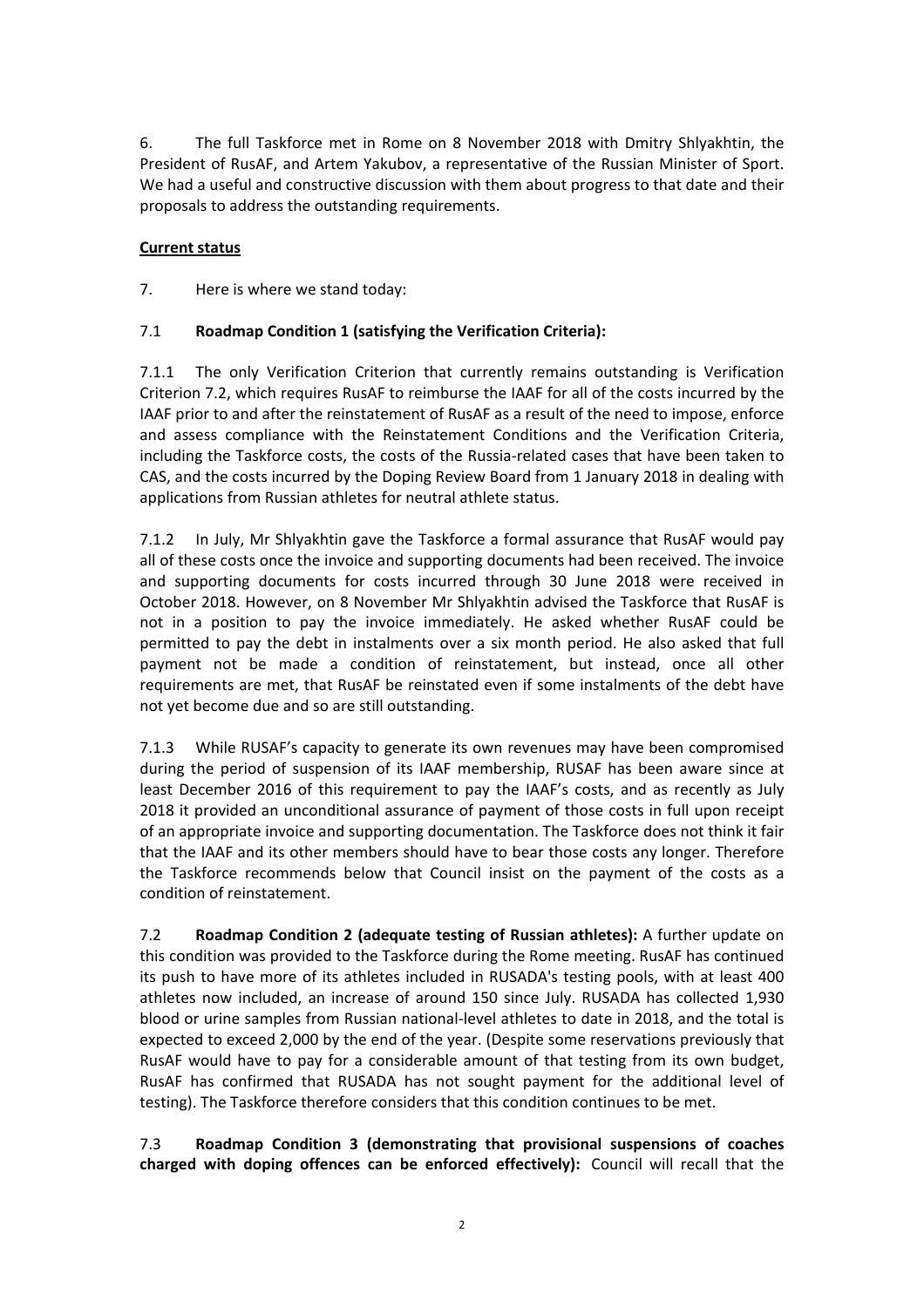6. The full Taskforce met in Rome on 8 November 2018 with Dmitry Shlyakhtin, the President of RusAF, and Artem Yakubov, a representative of the Russian Minister of Sport. We had a useful and constructive discussion with them about progress to that date and their proposals to address the outstanding requirements.

**Current status**

7. Here is where we stand today:

7.1 **Roadmap Condition 1 (satisfying the Verification Criteria):**

7.1.1 The only Verification Criterion that currently remains outstanding is Verification Criterion 7.2, which requires RusAF to reimburse the IAAF for all of the costs incurred by the IAAF prior to and after the reinstatement of RusAF as a result of the need to impose, enforce and assess compliance with the Reinstatement Conditions and the Verification Criteria, including the Taskforce costs, the costs of the Russia-related cases that have been taken to CAS, and the costs incurred by the Doping Review Board from 1 January 2018 in dealing with applications from Russian athletes for neutral athlete status.

7.1.2 In July, Mr Shlyakhtin gave the Taskforce a formal assurance that RusAF would pay all of these costs once the invoice and supporting documents had been received. The invoice and supporting documents for costs incurred through 30 June 2018 were received in October 2018. However, on 8 November Mr Shlyakhtin advised the Taskforce that RusAF is not in a position to pay the invoice immediately. He asked whether RusAF could be permitted to pay the debt in instalments over a six month period. He also asked that full payment not be made a condition of reinstatement, but instead, once all other requirements are met, that RusAF be reinstated even if some instalments of the debt have not yet become due and so are still outstanding.

7.1.3 While RUSAF's capacity to generate its own revenues may have been compromised during the period of suspension of its IAAF membership, RUSAF has been aware since at least December 2016 of this requirement to pay the IAAF's costs, and as recently as July 2018 it provided an unconditional assurance of payment of those costs in full upon receipt of an appropriate invoice and supporting documentation. The Taskforce does not think it fair that the IAAF and its other members should have to bear those costs any longer. Therefore the Taskforce recommends below that Council insist on the payment of the costs as a condition of reinstatement.

7.2 **Roadmap Condition 2 (adequate testing of Russian athletes):** A further update on this condition was provided to the Taskforce during the Rome meeting. RusAF has continued its push to have more of its athletes included in RUSADA's testing pools, with at least 400 athletes now included, an increase of around 150 since July. RUSADA has collected 1,930 blood or urine samples from Russian national-level athletes to date in 2018, and the total is expected to exceed 2,000 by the end of the year. (Despite some reservations previously that RusAF would have to pay for a considerable amount of that testing from its own budget, RusAF has confirmed that RUSADA has not sought payment for the additional level of testing). The Taskforce therefore considers that this condition continues to be met.

7.3 **Roadmap Condition 3 (demonstrating that provisional suspensions of coaches charged with doping offences can be enforced effectively):** Council will recall that the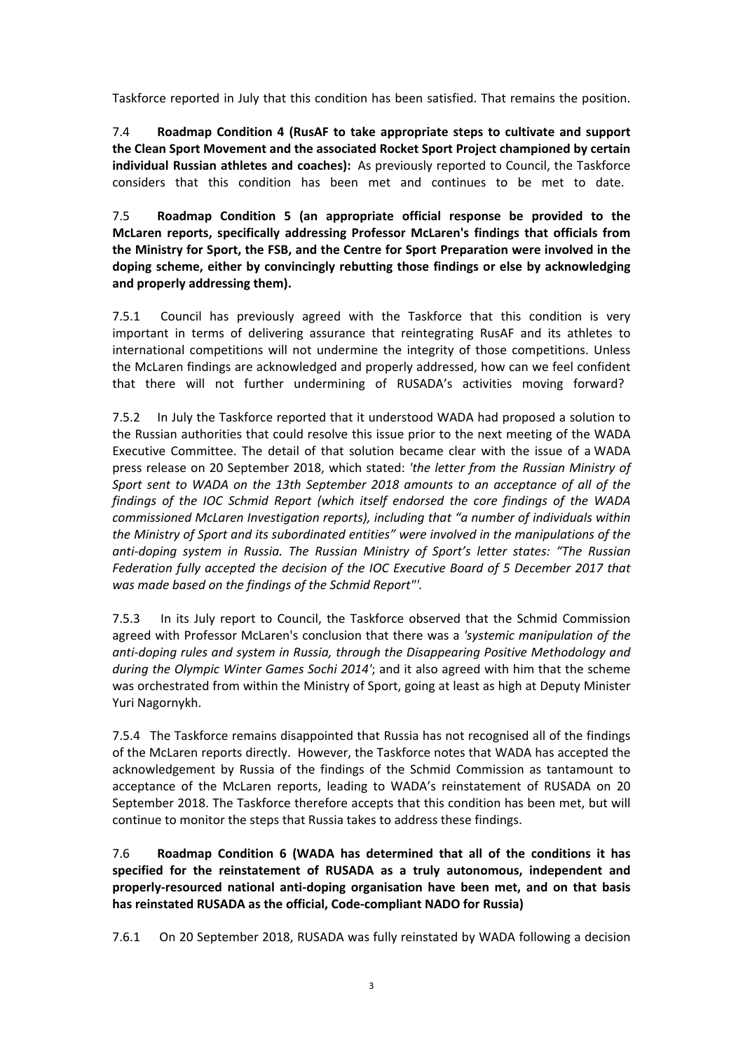Taskforce reported in July that this condition has been satisfied. That remains the position.

7.4 **Roadmap Condition 4 (RusAF to take appropriate steps to cultivate and support the Clean Sport Movement and the associated Rocket Sport Project championed by certain individual Russian athletes and coaches):** As previously reported to Council, the Taskforce considers that this condition has been met and continues to be met to date.

7.5 **Roadmap Condition 5 (an appropriate official response be provided to the McLaren reports, specifically addressing Professor McLaren's findings that officials from the Ministry for Sport, the FSB, and the Centre for Sport Preparation were involved in the doping scheme, either by convincingly rebutting those findings or else by acknowledging and properly addressing them).**

7.5.1 Council has previously agreed with the Taskforce that this condition is very important in terms of delivering assurance that reintegrating RusAF and its athletes to international competitions will not undermine the integrity of those competitions. Unless the McLaren findings are acknowledged and properly addressed, how can we feel confident that there will not further undermining of RUSADA's activities moving forward?

7.5.2 In July the Taskforce reported that it understood WADA had proposed a solution to the Russian authorities that could resolve this issue prior to the next meeting of the WADA Executive Committee. The detail of that solution became clear with the issue of a WADA press release on 20 September 2018, which stated: *'the letter from the Russian Ministry of Sport sent to WADA on the 13th September 2018 amounts to an acceptance of all of the findings of the IOC Schmid Report (which itself endorsed the core findings of the WADA commissioned McLaren Investigation reports), including that "a number of individuals within the Ministry of Sport and its subordinated entities" were involved in the manipulations of the anti-doping system in Russia. The Russian Ministry of Sport's letter states: "The Russian Federation fully accepted the decision of the IOC Executive Board of 5 December 2017 that was made based on the findings of the Schmid Report"'.*

7.5.3 In its July report to Council, the Taskforce observed that the Schmid Commission agreed with Professor McLaren's conclusion that there was a *'systemic manipulation of the anti-doping rules and system in Russia, through the Disappearing Positive Methodology and during the Olympic Winter Games Sochi 2014'*; and it also agreed with him that the scheme was orchestrated from within the Ministry of Sport, going at least as high at Deputy Minister Yuri Nagornykh.

7.5.4 The Taskforce remains disappointed that Russia has not recognised all of the findings of the McLaren reports directly. However, the Taskforce notes that WADA has accepted the acknowledgement by Russia of the findings of the Schmid Commission as tantamount to acceptance of the McLaren reports, leading to WADA's reinstatement of RUSADA on 20 September 2018. The Taskforce therefore accepts that this condition has been met, but will continue to monitor the steps that Russia takes to address these findings.

7.6 **Roadmap Condition 6 (WADA has determined that all of the conditions it has specified for the reinstatement of RUSADA as a truly autonomous, independent and properly-resourced national anti-doping organisation have been met, and on that basis has reinstated RUSADA as the official, Code-compliant NADO for Russia)**

7.6.1 On 20 September 2018, RUSADA was fully reinstated by WADA following a decision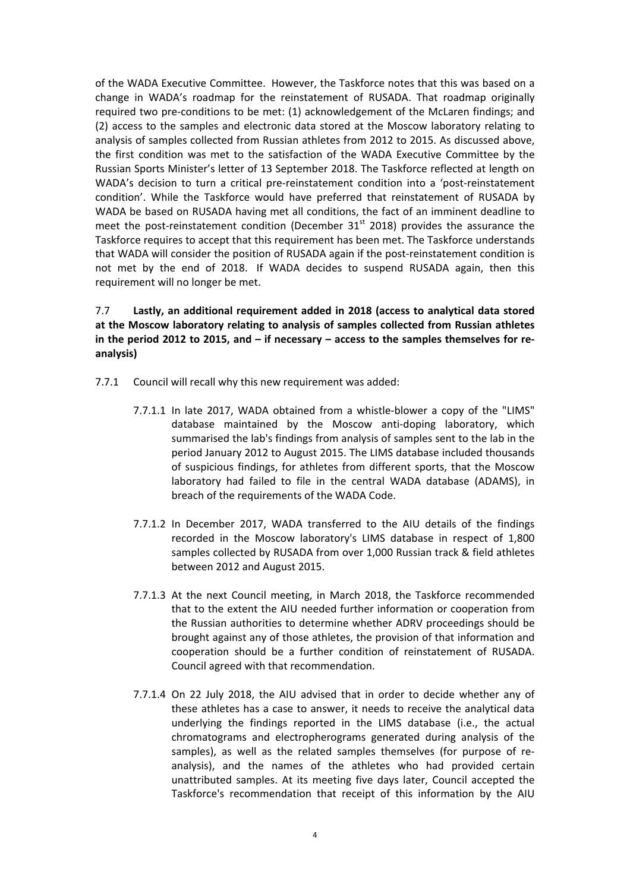of the WADA Executive Committee. However, the Taskforce notes that this was based on a change in WADA's roadmap for the reinstatement of RUSADA. That roadmap originally required two pre-conditions to be met: (1) acknowledgement of the McLaren findings; and (2) access to the samples and electronic data stored at the Moscow laboratory relating to analysis of samples collected from Russian athletes from 2012 to 2015. As discussed above, the first condition was met to the satisfaction of the WADA Executive Committee by the Russian Sports Minister's letter of 13 September 2018. The Taskforce reflected at length on WADA's decision to turn a critical pre-reinstatement condition into a 'post-reinstatement condition'. While the Taskforce would have preferred that reinstatement of RUSADA by WADA be based on RUSADA having met all conditions, the fact of an imminent deadline to meet the post-reinstatement condition (December 31st 2018) provides the assurance the Taskforce requires to accept that this requirement has been met. The Taskforce understands that WADA will consider the position of RUSADA again if the post-reinstatement condition is not met by the end of 2018. If WADA decides to suspend RUSADA again, then this requirement will no longer be met.

7.7 **Lastly, an additional requirement added in 2018 (access to analytical data stored at the Moscow laboratory relating to analysis of samples collected from Russian athletes in the period 2012 to 2015, and – if necessary – access to the samples themselves for re-analysis)**

7.7.1 Council will recall why this new requirement was added:

7.7.1.1 In late 2017, WADA obtained from a whistle-blower a copy of the "LIMS" database maintained by the Moscow anti-doping laboratory, which summarised the lab's findings from analysis of samples sent to the lab in the period January 2012 to August 2015. The LIMS database included thousands of suspicious findings, for athletes from different sports, that the Moscow laboratory had failed to file in the central WADA database (ADAMS), in breach of the requirements of the WADA Code.

7.7.1.2 In December 2017, WADA transferred to the AIU details of the findings recorded in the Moscow laboratory's LIMS database in respect of 1,800 samples collected by RUSADA from over 1,000 Russian track & field athletes between 2012 and August 2015.

7.7.1.3 At the next Council meeting, in March 2018, the Taskforce recommended that to the extent the AIU needed further information or cooperation from the Russian authorities to determine whether ADRV proceedings should be brought against any of those athletes, the provision of that information and cooperation should be a further condition of reinstatement of RUSADA. Council agreed with that recommendation.

7.7.1.4 On 22 July 2018, the AIU advised that in order to decide whether any of these athletes has a case to answer, it needs to receive the analytical data underlying the findings reported in the LIMS database (i.e., the actual chromatograms and electropherograms generated during analysis of the samples), as well as the related samples themselves (for purpose of re-analysis), and the names of the athletes who had provided certain unattributed samples. At its meeting five days later, Council accepted the Taskforce's recommendation that receipt of this information by the AIU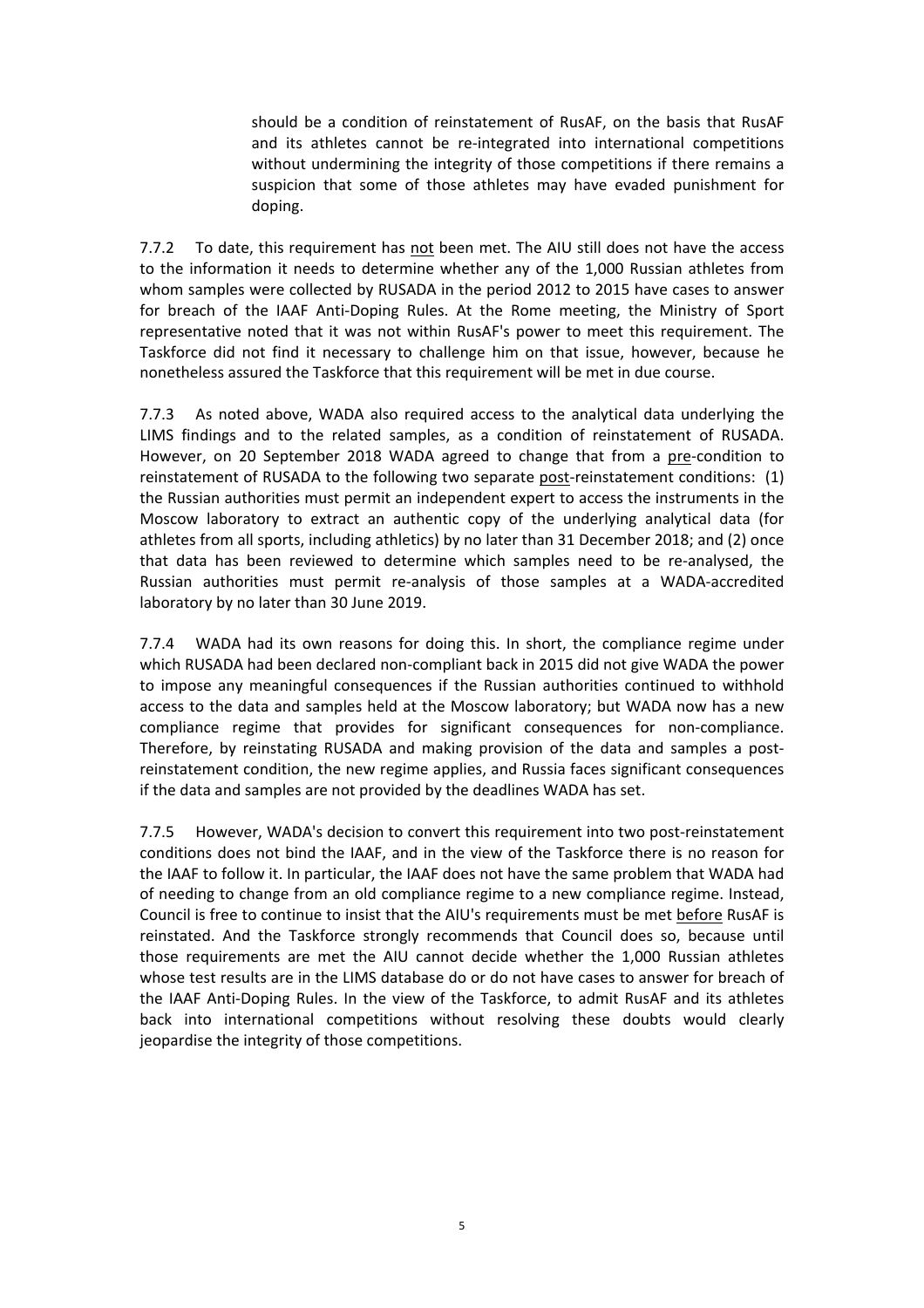should be a condition of reinstatement of RusAF, on the basis that RusAF and its athletes cannot be re-integrated into international competitions without undermining the integrity of those competitions if there remains a suspicion that some of those athletes may have evaded punishment for doping.

7.7.2 To date, this requirement has not been met. The AIU still does not have the access to the information it needs to determine whether any of the 1,000 Russian athletes from whom samples were collected by RUSADA in the period 2012 to 2015 have cases to answer for breach of the IAAF Anti-Doping Rules. At the Rome meeting, the Ministry of Sport representative noted that it was not within RusAF's power to meet this requirement. The Taskforce did not find it necessary to challenge him on that issue, however, because he nonetheless assured the Taskforce that this requirement will be met in due course.

7.7.3 As noted above, WADA also required access to the analytical data underlying the LIMS findings and to the related samples, as a condition of reinstatement of RUSADA. However, on 20 September 2018 WADA agreed to change that from a pre-condition to reinstatement of RUSADA to the following two separate post-reinstatement conditions: (1) the Russian authorities must permit an independent expert to access the instruments in the Moscow laboratory to extract an authentic copy of the underlying analytical data (for athletes from all sports, including athletics) by no later than 31 December 2018; and (2) once that data has been reviewed to determine which samples need to be re-analysed, the Russian authorities must permit re-analysis of those samples at a WADA-accredited laboratory by no later than 30 June 2019.

7.7.4 WADA had its own reasons for doing this. In short, the compliance regime under which RUSADA had been declared non-compliant back in 2015 did not give WADA the power to impose any meaningful consequences if the Russian authorities continued to withhold access to the data and samples held at the Moscow laboratory; but WADA now has a new compliance regime that provides for significant consequences for non-compliance. Therefore, by reinstating RUSADA and making provision of the data and samples a post-reinstatement condition, the new regime applies, and Russia faces significant consequences if the data and samples are not provided by the deadlines WADA has set.

7.7.5 However, WADA's decision to convert this requirement into two post-reinstatement conditions does not bind the IAAF, and in the view of the Taskforce there is no reason for the IAAF to follow it. In particular, the IAAF does not have the same problem that WADA had of needing to change from an old compliance regime to a new compliance regime. Instead, Council is free to continue to insist that the AIU's requirements must be met before RusAF is reinstated. And the Taskforce strongly recommends that Council does so, because until those requirements are met the AIU cannot decide whether the 1,000 Russian athletes whose test results are in the LIMS database do or do not have cases to answer for breach of the IAAF Anti-Doping Rules. In the view of the Taskforce, to admit RusAF and its athletes back into international competitions without resolving these doubts would clearly jeopardise the integrity of those competitions.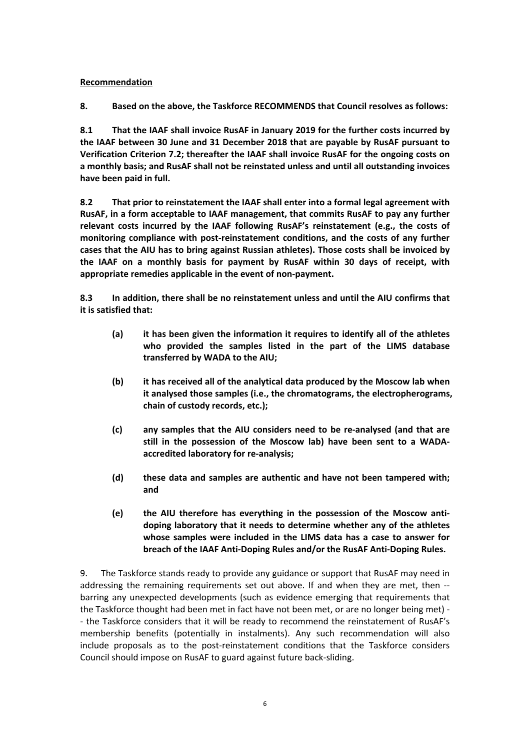**Recommendation**

**8. Based on the above, the Taskforce RECOMMENDS that Council resolves as follows:**

**8.1 That the IAAF shall invoice RusAF in January 2019 for the further costs incurred by the IAAF between 30 June and 31 December 2018 that are payable by RusAF pursuant to Verification Criterion 7.2; thereafter the IAAF shall invoice RusAF for the ongoing costs on a monthly basis; and RusAF shall not be reinstated unless and until all outstanding invoices have been paid in full.**

**8.2 That prior to reinstatement the IAAF shall enter into a formal legal agreement with RusAF, in a form acceptable to IAAF management, that commits RusAF to pay any further relevant costs incurred by the IAAF following RusAF's reinstatement (e.g., the costs of monitoring compliance with post-reinstatement conditions, and the costs of any further cases that the AIU has to bring against Russian athletes). Those costs shall be invoiced by the IAAF on a monthly basis for payment by RusAF within 30 days of receipt, with appropriate remedies applicable in the event of non-payment.**

**8.3 In addition, there shall be no reinstatement unless and until the AIU confirms that it is satisfied that:**

> **(a) it has been given the information it requires to identify all of the athletes who provided the samples listed in the part of the LIMS database transferred by WADA to the AIU;**
>
> **(b) it has received all of the analytical data produced by the Moscow lab when it analysed those samples (i.e., the chromatograms, the electropherograms, chain of custody records, etc.);**
>
> **(c) any samples that the AIU considers need to be re-analysed (and that are still in the possession of the Moscow lab) have been sent to a WADA-accredited laboratory for re-analysis;**
>
> **(d) these data and samples are authentic and have not been tampered with; and**
>
> **(e) the AIU therefore has everything in the possession of the Moscow anti-doping laboratory that it needs to determine whether any of the athletes whose samples were included in the LIMS data has a case to answer for breach of the IAAF Anti-Doping Rules and/or the RusAF Anti-Doping Rules.**

9. The Taskforce stands ready to provide any guidance or support that RusAF may need in addressing the remaining requirements set out above. If and when they are met, then -- barring any unexpected developments (such as evidence emerging that requirements that the Taskforce thought had been met in fact have not been met, or are no longer being met) -- the Taskforce considers that it will be ready to recommend the reinstatement of RusAF's membership benefits (potentially in instalments). Any such recommendation will also include proposals as to the post-reinstatement conditions that the Taskforce considers Council should impose on RusAF to guard against future back-sliding.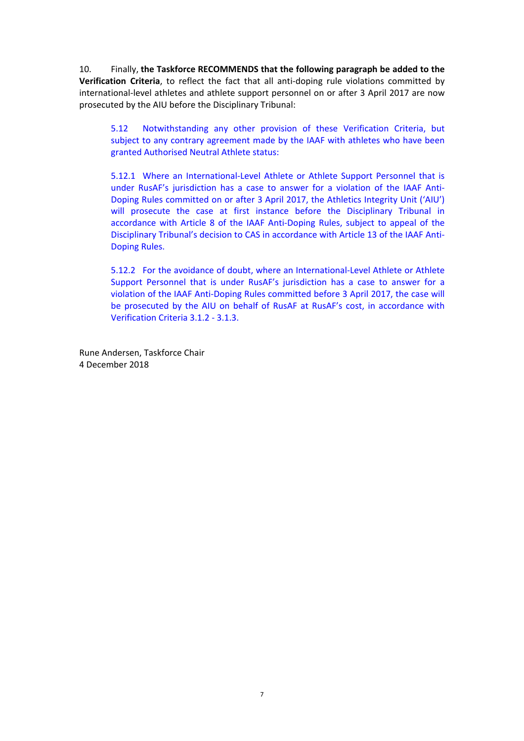10. Finally, **the Taskforce RECOMMENDS that the following paragraph be added to the Verification Criteria**, to reflect the fact that all anti-doping rule violations committed by international-level athletes and athlete support personnel on or after 3 April 2017 are now prosecuted by the AIU before the Disciplinary Tribunal:

> 5.12 Notwithstanding any other provision of these Verification Criteria, but subject to any contrary agreement made by the IAAF with athletes who have been granted Authorised Neutral Athlete status:
>
> 5.12.1 Where an International-Level Athlete or Athlete Support Personnel that is under RusAF's jurisdiction has a case to answer for a violation of the IAAF Anti-Doping Rules committed on or after 3 April 2017, the Athletics Integrity Unit ('AIU') will prosecute the case at first instance before the Disciplinary Tribunal in accordance with Article 8 of the IAAF Anti-Doping Rules, subject to appeal of the Disciplinary Tribunal's decision to CAS in accordance with Article 13 of the IAAF Anti-Doping Rules.
>
> 5.12.2 For the avoidance of doubt, where an International-Level Athlete or Athlete Support Personnel that is under RusAF's jurisdiction has a case to answer for a violation of the IAAF Anti-Doping Rules committed before 3 April 2017, the case will be prosecuted by the AIU on behalf of RusAF at RusAF's cost, in accordance with Verification Criteria 3.1.2 - 3.1.3.

Rune Andersen, Taskforce Chair
4 December 2018